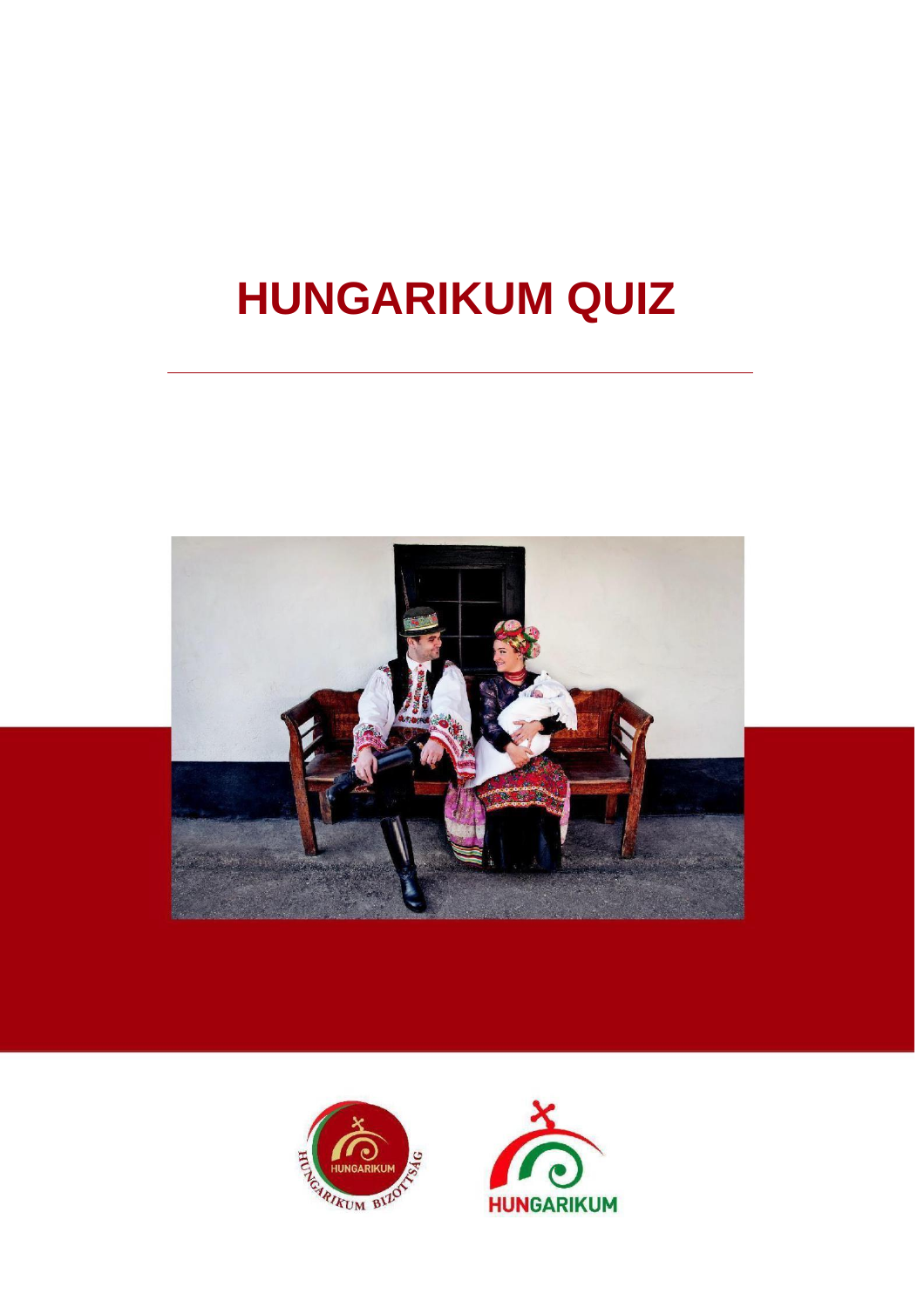# HUNGARIKUM QUIZ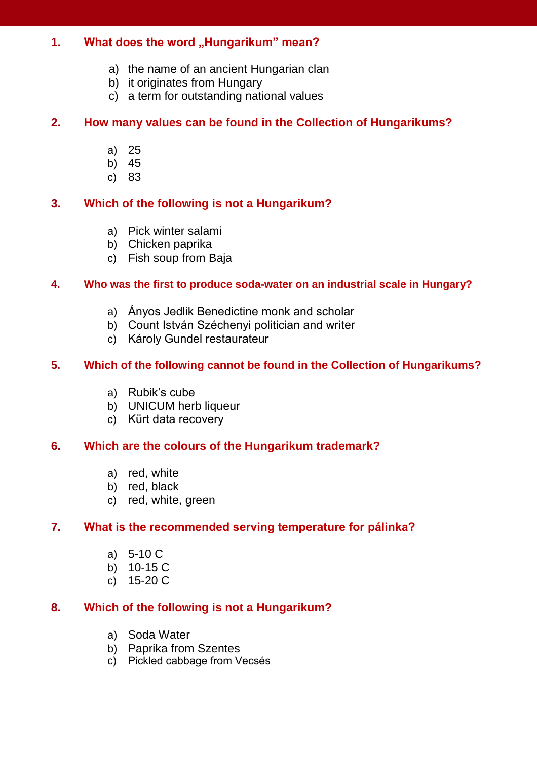**1. What does the word „Hungarikum" mean?**

a) the name of an ancient Hungarian clan
b) it originates from Hungary
c) a term for outstanding national values

**2. How many values can be found in the Collection of Hungarikums?**

a) 25
b) 45
c) 83

**3. Which of the following is not a Hungarikum?**

a) Pick winter salami
b) Chicken paprika
c) Fish soup from Baja

**4. Who was the first to produce soda-water on an industrial scale in Hungary?**

a) Ányos Jedlik Benedictine monk and scholar
b) Count István Széchenyi politician and writer
c) Károly Gundel restaurateur

**5. Which of the following cannot be found in the Collection of Hungarikums?**

a) Rubik's cube
b) UNICUM herb liqueur
c) Kürt data recovery

**6. Which are the colours of the Hungarikum trademark?**

a) red, white
b) red, black
c) red, white, green

**7. What is the recommended serving temperature for pálinka?**

a) 5-10 C
b) 10-15 C
c) 15-20 C

**8. Which of the following is not a Hungarikum?**

a) Soda Water
b) Paprika from Szentes
c) Pickled cabbage from Vecsés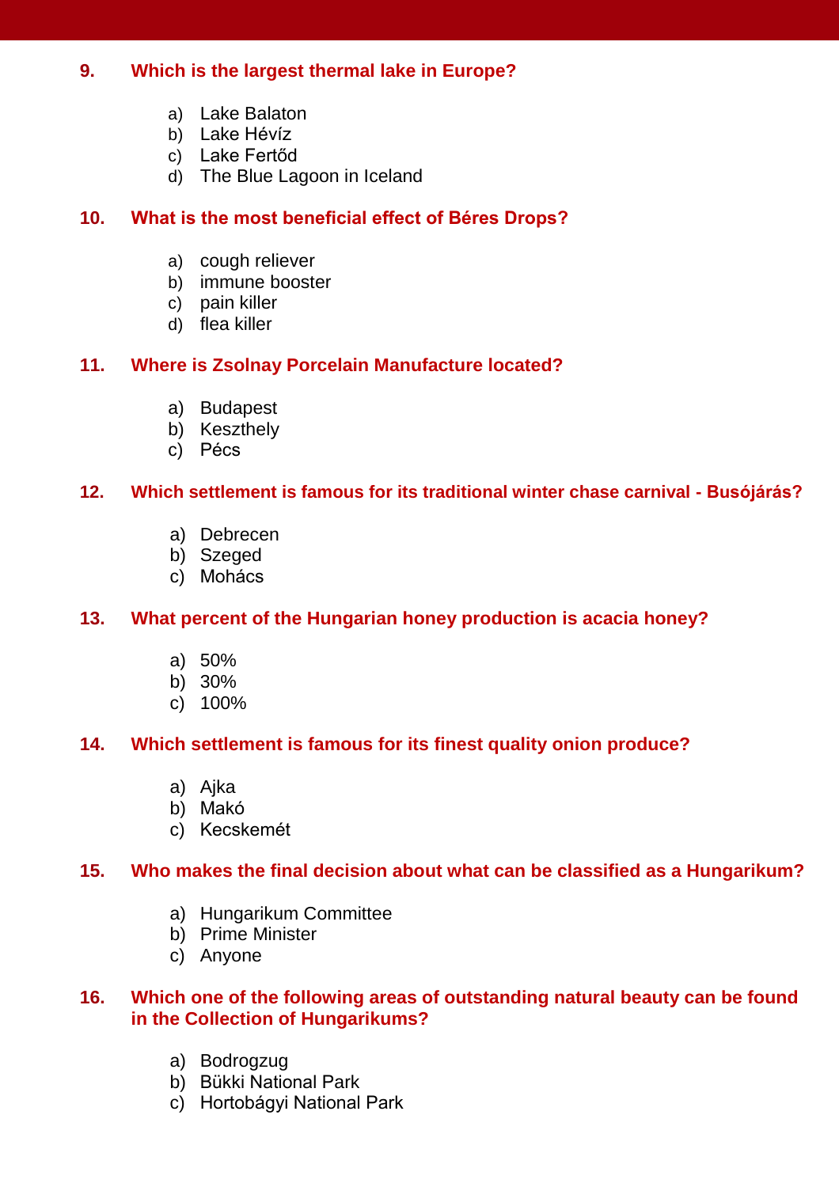**9. Which is the largest thermal lake in Europe?**

a) Lake Balaton
b) Lake Hévíz
c) Lake Fertőd
d) The Blue Lagoon in Iceland

**10. What is the most beneficial effect of Béres Drops?**

a) cough reliever
b) immune booster
c) pain killer
d) flea killer

**11. Where is Zsolnay Porcelain Manufacture located?**

a) Budapest
b) Keszthely
c) Pécs

**12. Which settlement is famous for its traditional winter chase carnival - Busójárás?**

a) Debrecen
b) Szeged
c) Mohács

**13. What percent of the Hungarian honey production is acacia honey?**

a) 50%
b) 30%
c) 100%

**14. Which settlement is famous for its finest quality onion produce?**

a) Ajka
b) Makó
c) Kecskemét

**15. Who makes the final decision about what can be classified as a Hungarikum?**

a) Hungarikum Committee
b) Prime Minister
c) Anyone

**16. Which one of the following areas of outstanding natural beauty can be found in the Collection of Hungarikums?**

a) Bodrogzug
b) Bükki National Park
c) Hortobágyi National Park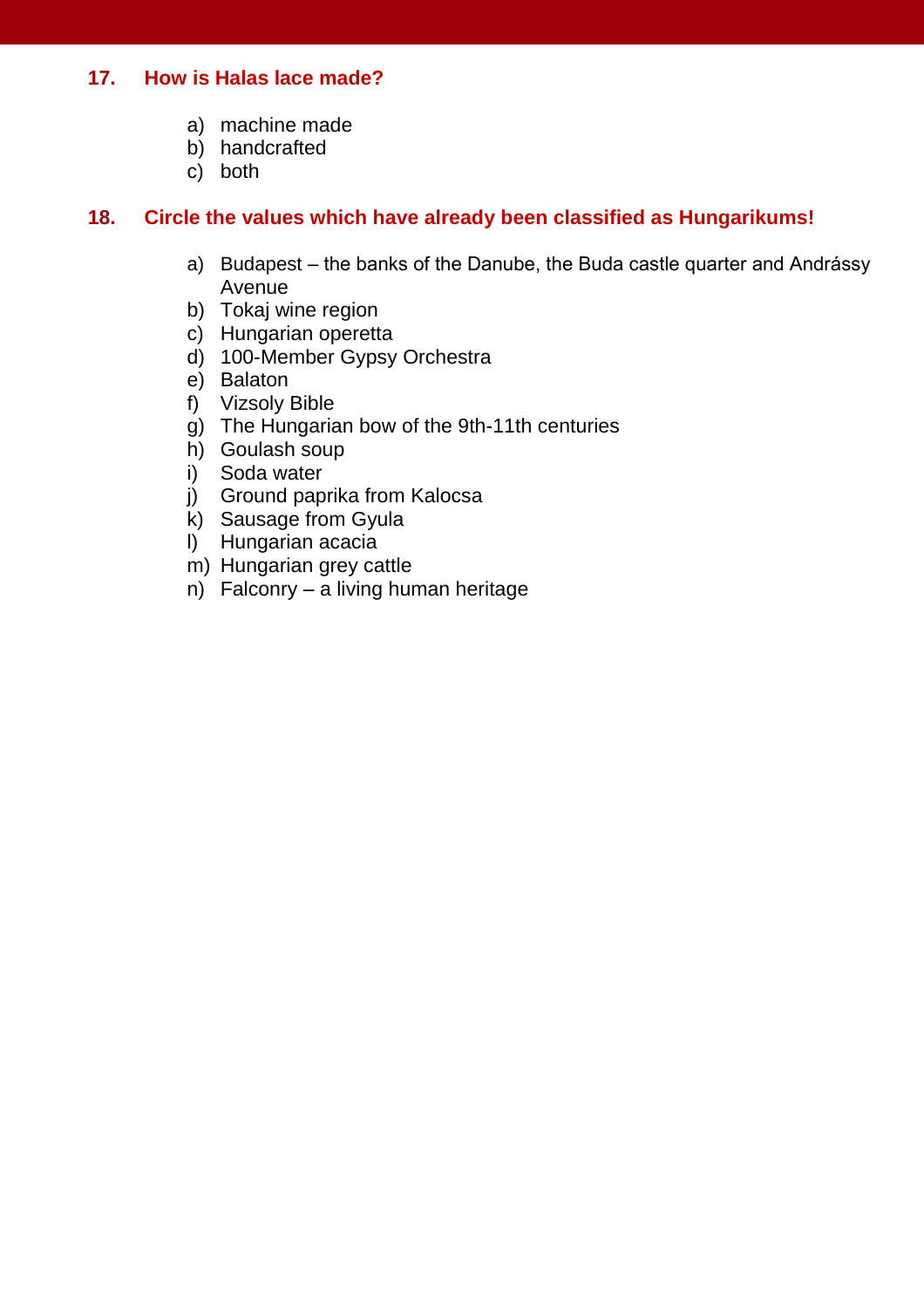### 17. How is Halas lace made?

a) machine made
b) handcrafted
c) both

### 18. Circle the values which have already been classified as Hungarikums!

a) Budapest – the banks of the Danube, the Buda castle quarter and Andrássy Avenue
b) Tokaj wine region
c) Hungarian operetta
d) 100-Member Gypsy Orchestra
e) Balaton
f) Vizsoly Bible
g) The Hungarian bow of the 9th-11th centuries
h) Goulash soup
i) Soda water
j) Ground paprika from Kalocsa
k) Sausage from Gyula
l) Hungarian acacia
m) Hungarian grey cattle
n) Falconry – a living human heritage